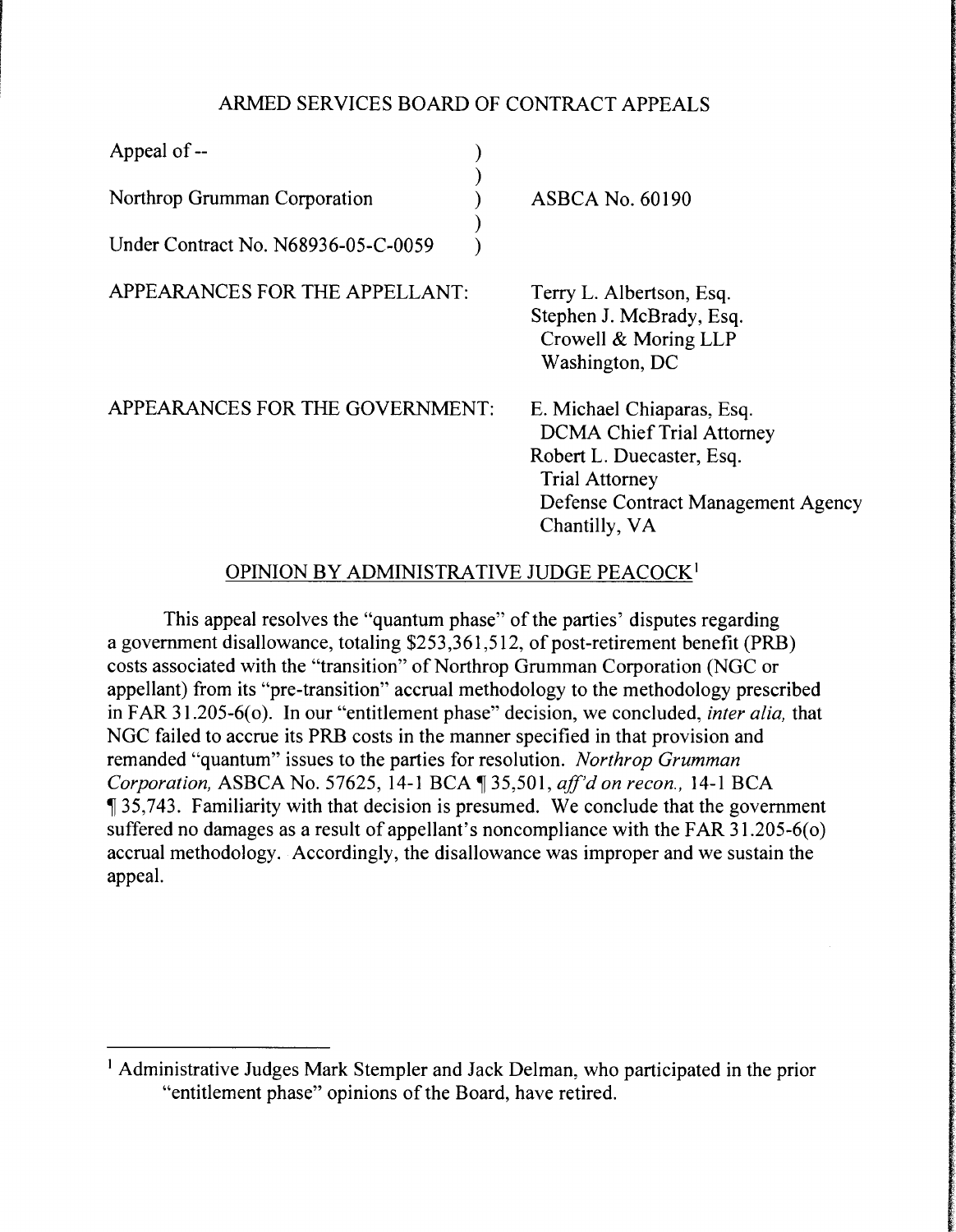ARMED SERVICES BOARD OF CONTRACT APPEALS

| | | |
|---|---|---|
| Appeal of -- | ) | |
| | ) | |
| Northrop Grumman Corporation | ) | ASBCA No. 60190 |
| | ) | |
| Under Contract No. N68936-05-C-0059 | ) | |

APPEARANCES FOR THE APPELLANT:

Terry L. Albertson, Esq.
Stephen J. McBrady, Esq.
Crowell & Moring LLP
Washington, DC

APPEARANCES FOR THE GOVERNMENT:

E. Michael Chiaparas, Esq.
DCMA Chief Trial Attorney
Robert L. Duecaster, Esq.
Trial Attorney
Defense Contract Management Agency
Chantilly, VA

OPINION BY ADMINISTRATIVE JUDGE PEACOCK[1]

This appeal resolves the "quantum phase" of the parties' disputes regarding a government disallowance, totaling $253,361,512, of post-retirement benefit (PRB) costs associated with the "transition" of Northrop Grumman Corporation (NGC or appellant) from its "pre-transition" accrual methodology to the methodology prescribed in FAR 31.205-6(o). In our "entitlement phase" decision, we concluded, *inter alia,* that NGC failed to accrue its PRB costs in the manner specified in that provision and remanded "quantum" issues to the parties for resolution. *Northrop Grumman Corporation,* ASBCA No. 57625, 14-1 BCA ¶ 35,501, *aff'd on recon.,* 14-1 BCA ¶ 35,743. Familiarity with that decision is presumed. We conclude that the government suffered no damages as a result of appellant's noncompliance with the FAR 31.205-6(o) accrual methodology. Accordingly, the disallowance was improper and we sustain the appeal.

[1] Administrative Judges Mark Stempler and Jack Delman, who participated in the prior "entitlement phase" opinions of the Board, have retired.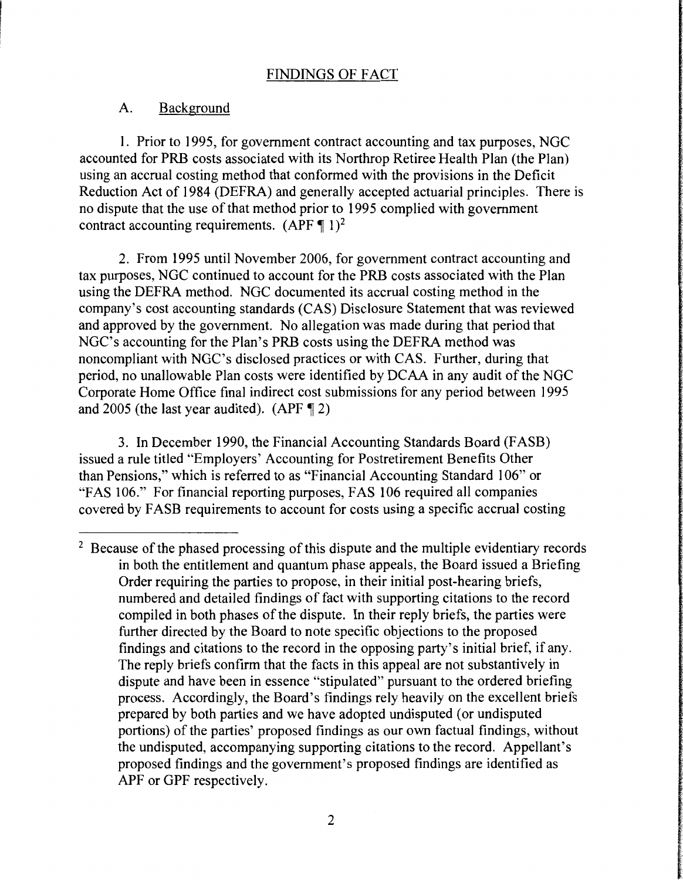## FINDINGS OF FACT

### A. Background

1. Prior to 1995, for government contract accounting and tax purposes, NGC accounted for PRB costs associated with its Northrop Retiree Health Plan (the Plan) using an accrual costing method that conformed with the provisions in the Deficit Reduction Act of 1984 (DEFRA) and generally accepted actuarial principles. There is no dispute that the use of that method prior to 1995 complied with government contract accounting requirements. (APF ¶ 1)[2]

2. From 1995 until November 2006, for government contract accounting and tax purposes, NGC continued to account for the PRB costs associated with the Plan using the DEFRA method. NGC documented its accrual costing method in the company's cost accounting standards (CAS) Disclosure Statement that was reviewed and approved by the government. No allegation was made during that period that NGC's accounting for the Plan's PRB costs using the DEFRA method was noncompliant with NGC's disclosed practices or with CAS. Further, during that period, no unallowable Plan costs were identified by DCAA in any audit of the NGC Corporate Home Office final indirect cost submissions for any period between 1995 and 2005 (the last year audited). (APF ¶ 2)

3. In December 1990, the Financial Accounting Standards Board (FASB) issued a rule titled "Employers' Accounting for Postretirement Benefits Other than Pensions," which is referred to as "Financial Accounting Standard 106" or "FAS 106." For financial reporting purposes, FAS 106 required all companies covered by FASB requirements to account for costs using a specific accrual costing

---

[2] Because of the phased processing of this dispute and the multiple evidentiary records in both the entitlement and quantum phase appeals, the Board issued a Briefing Order requiring the parties to propose, in their initial post-hearing briefs, numbered and detailed findings of fact with supporting citations to the record compiled in both phases of the dispute. In their reply briefs, the parties were further directed by the Board to note specific objections to the proposed findings and citations to the record in the opposing party's initial brief, if any. The reply briefs confirm that the facts in this appeal are not substantively in dispute and have been in essence "stipulated" pursuant to the ordered briefing process. Accordingly, the Board's findings rely heavily on the excellent briefs prepared by both parties and we have adopted undisputed (or undisputed portions) of the parties' proposed findings as our own factual findings, without the undisputed, accompanying supporting citations to the record. Appellant's proposed findings and the government's proposed findings are identified as APF or GPF respectively.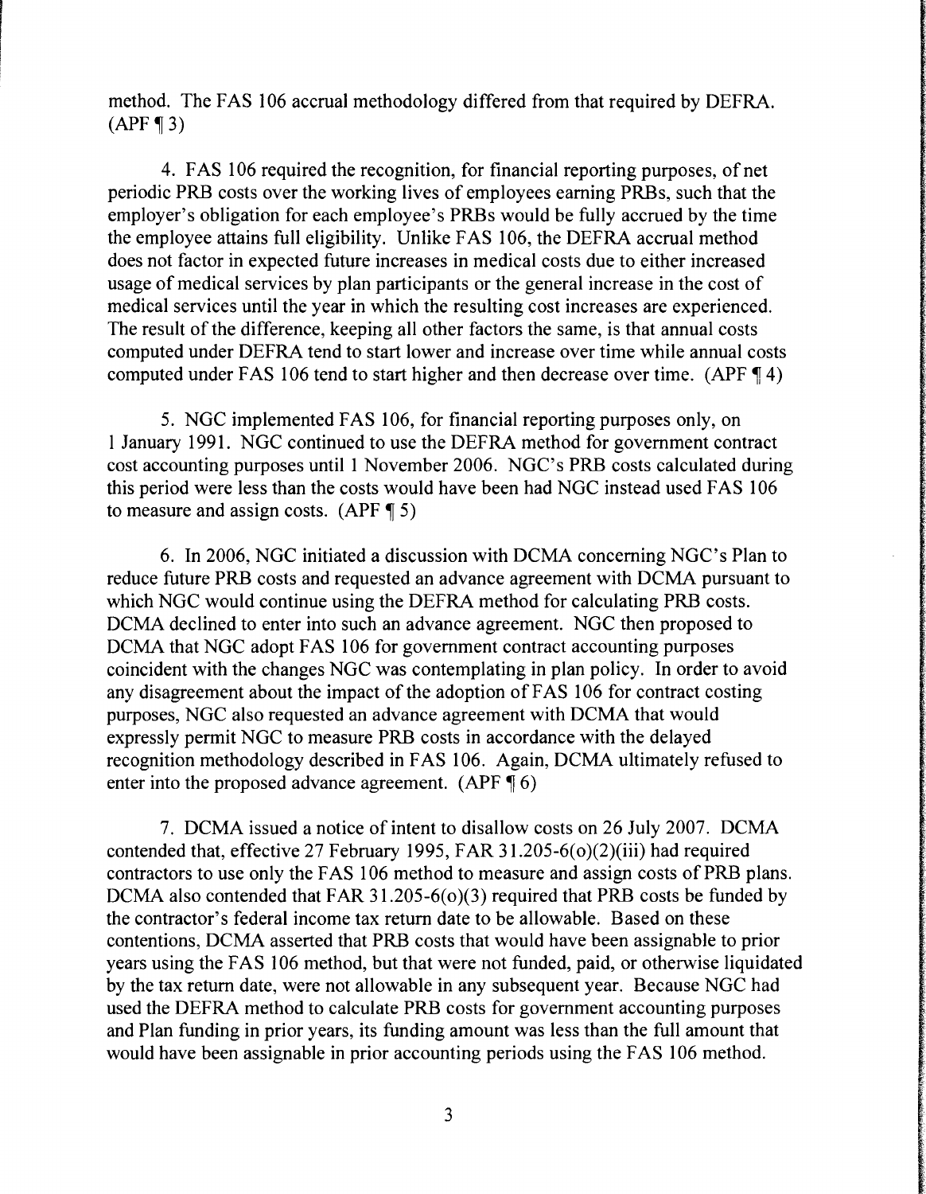method. The FAS 106 accrual methodology differed from that required by DEFRA. (APF ¶ 3)

4. FAS 106 required the recognition, for financial reporting purposes, of net periodic PRB costs over the working lives of employees earning PRBs, such that the employer's obligation for each employee's PRBs would be fully accrued by the time the employee attains full eligibility. Unlike FAS 106, the DEFRA accrual method does not factor in expected future increases in medical costs due to either increased usage of medical services by plan participants or the general increase in the cost of medical services until the year in which the resulting cost increases are experienced. The result of the difference, keeping all other factors the same, is that annual costs computed under DEFRA tend to start lower and increase over time while annual costs computed under FAS 106 tend to start higher and then decrease over time. (APF ¶ 4)

5. NGC implemented FAS 106, for financial reporting purposes only, on 1 January 1991. NGC continued to use the DEFRA method for government contract cost accounting purposes until 1 November 2006. NGC's PRB costs calculated during this period were less than the costs would have been had NGC instead used FAS 106 to measure and assign costs. (APF ¶ 5)

6. In 2006, NGC initiated a discussion with DCMA concerning NGC's Plan to reduce future PRB costs and requested an advance agreement with DCMA pursuant to which NGC would continue using the DEFRA method for calculating PRB costs. DCMA declined to enter into such an advance agreement. NGC then proposed to DCMA that NGC adopt FAS 106 for government contract accounting purposes coincident with the changes NGC was contemplating in plan policy. In order to avoid any disagreement about the impact of the adoption of FAS 106 for contract costing purposes, NGC also requested an advance agreement with DCMA that would expressly permit NGC to measure PRB costs in accordance with the delayed recognition methodology described in FAS 106. Again, DCMA ultimately refused to enter into the proposed advance agreement. (APF ¶ 6)

7. DCMA issued a notice of intent to disallow costs on 26 July 2007. DCMA contended that, effective 27 February 1995, FAR 31.205-6(o)(2)(iii) had required contractors to use only the FAS 106 method to measure and assign costs of PRB plans. DCMA also contended that FAR 31.205-6(o)(3) required that PRB costs be funded by the contractor's federal income tax return date to be allowable. Based on these contentions, DCMA asserted that PRB costs that would have been assignable to prior years using the FAS 106 method, but that were not funded, paid, or otherwise liquidated by the tax return date, were not allowable in any subsequent year. Because NGC had used the DEFRA method to calculate PRB costs for government accounting purposes and Plan funding in prior years, its funding amount was less than the full amount that would have been assignable in prior accounting periods using the FAS 106 method.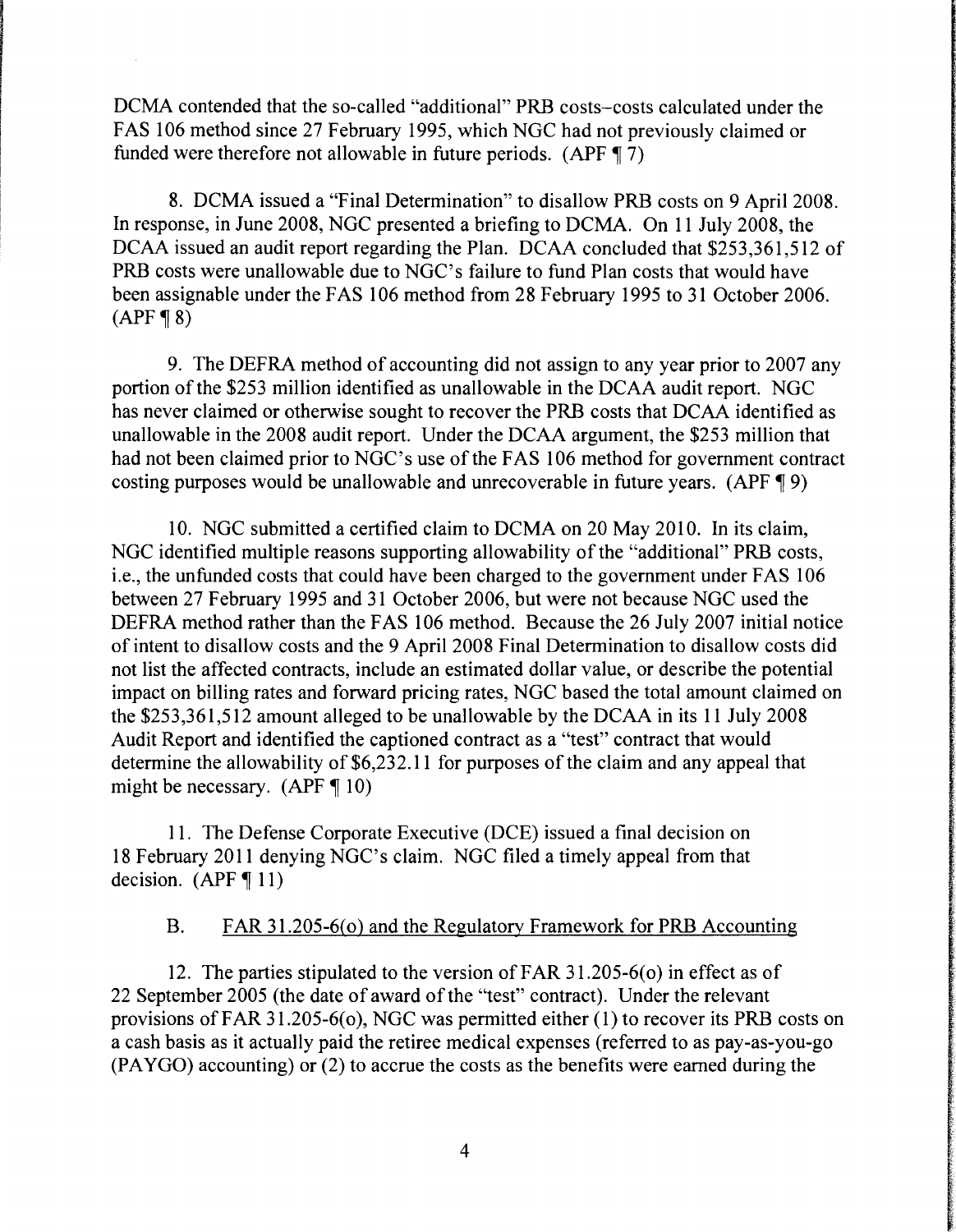DCMA contended that the so-called "additional" PRB costs–costs calculated under the FAS 106 method since 27 February 1995, which NGC had not previously claimed or funded were therefore not allowable in future periods. (APF ¶ 7)

8. DCMA issued a "Final Determination" to disallow PRB costs on 9 April 2008. In response, in June 2008, NGC presented a briefing to DCMA. On 11 July 2008, the DCAA issued an audit report regarding the Plan. DCAA concluded that $253,361,512 of PRB costs were unallowable due to NGC's failure to fund Plan costs that would have been assignable under the FAS 106 method from 28 February 1995 to 31 October 2006. (APF ¶ 8)

9. The DEFRA method of accounting did not assign to any year prior to 2007 any portion of the $253 million identified as unallowable in the DCAA audit report. NGC has never claimed or otherwise sought to recover the PRB costs that DCAA identified as unallowable in the 2008 audit report. Under the DCAA argument, the $253 million that had not been claimed prior to NGC's use of the FAS 106 method for government contract costing purposes would be unallowable and unrecoverable in future years. (APF ¶ 9)

10. NGC submitted a certified claim to DCMA on 20 May 2010. In its claim, NGC identified multiple reasons supporting allowability of the "additional" PRB costs, i.e., the unfunded costs that could have been charged to the government under FAS 106 between 27 February 1995 and 31 October 2006, but were not because NGC used the DEFRA method rather than the FAS 106 method. Because the 26 July 2007 initial notice of intent to disallow costs and the 9 April 2008 Final Determination to disallow costs did not list the affected contracts, include an estimated dollar value, or describe the potential impact on billing rates and forward pricing rates, NGC based the total amount claimed on the $253,361,512 amount alleged to be unallowable by the DCAA in its 11 July 2008 Audit Report and identified the captioned contract as a "test" contract that would determine the allowability of $6,232.11 for purposes of the claim and any appeal that might be necessary. (APF ¶ 10)

11. The Defense Corporate Executive (DCE) issued a final decision on 18 February 2011 denying NGC's claim. NGC filed a timely appeal from that decision. (APF ¶ 11)

B. <u>FAR 31.205-6(o) and the Regulatory Framework for PRB Accounting</u>

12. The parties stipulated to the version of FAR 31.205-6(o) in effect as of 22 September 2005 (the date of award of the "test" contract). Under the relevant provisions of FAR 31.205-6(o), NGC was permitted either (1) to recover its PRB costs on a cash basis as it actually paid the retiree medical expenses (referred to as pay-as-you-go (PAYGO) accounting) or (2) to accrue the costs as the benefits were earned during the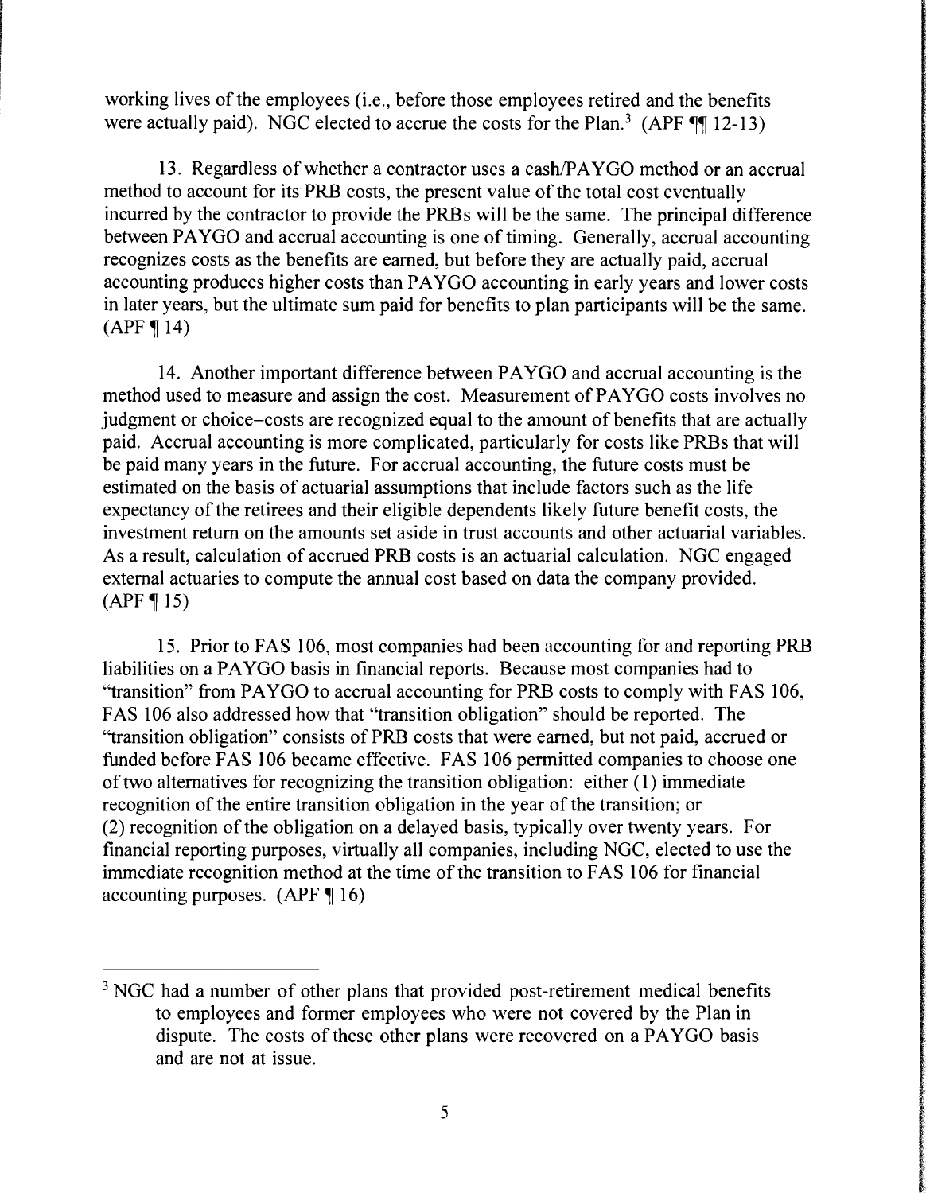working lives of the employees (i.e., before those employees retired and the benefits were actually paid). NGC elected to accrue the costs for the Plan.[3] (APF ¶¶ 12-13)

13. Regardless of whether a contractor uses a cash/PAYGO method or an accrual method to account for its PRB costs, the present value of the total cost eventually incurred by the contractor to provide the PRBs will be the same. The principal difference between PAYGO and accrual accounting is one of timing. Generally, accrual accounting recognizes costs as the benefits are earned, but before they are actually paid, accrual accounting produces higher costs than PAYGO accounting in early years and lower costs in later years, but the ultimate sum paid for benefits to plan participants will be the same. (APF ¶ 14)

14. Another important difference between PAYGO and accrual accounting is the method used to measure and assign the cost. Measurement of PAYGO costs involves no judgment or choice–costs are recognized equal to the amount of benefits that are actually paid. Accrual accounting is more complicated, particularly for costs like PRBs that will be paid many years in the future. For accrual accounting, the future costs must be estimated on the basis of actuarial assumptions that include factors such as the life expectancy of the retirees and their eligible dependents likely future benefit costs, the investment return on the amounts set aside in trust accounts and other actuarial variables. As a result, calculation of accrued PRB costs is an actuarial calculation. NGC engaged external actuaries to compute the annual cost based on data the company provided. (APF ¶ 15)

15. Prior to FAS 106, most companies had been accounting for and reporting PRB liabilities on a PAYGO basis in financial reports. Because most companies had to "transition" from PAYGO to accrual accounting for PRB costs to comply with FAS 106, FAS 106 also addressed how that "transition obligation" should be reported. The "transition obligation" consists of PRB costs that were earned, but not paid, accrued or funded before FAS 106 became effective. FAS 106 permitted companies to choose one of two alternatives for recognizing the transition obligation: either (1) immediate recognition of the entire transition obligation in the year of the transition; or (2) recognition of the obligation on a delayed basis, typically over twenty years. For financial reporting purposes, virtually all companies, including NGC, elected to use the immediate recognition method at the time of the transition to FAS 106 for financial accounting purposes. (APF ¶ 16)

---

[3] NGC had a number of other plans that provided post-retirement medical benefits to employees and former employees who were not covered by the Plan in dispute. The costs of these other plans were recovered on a PAYGO basis and are not at issue.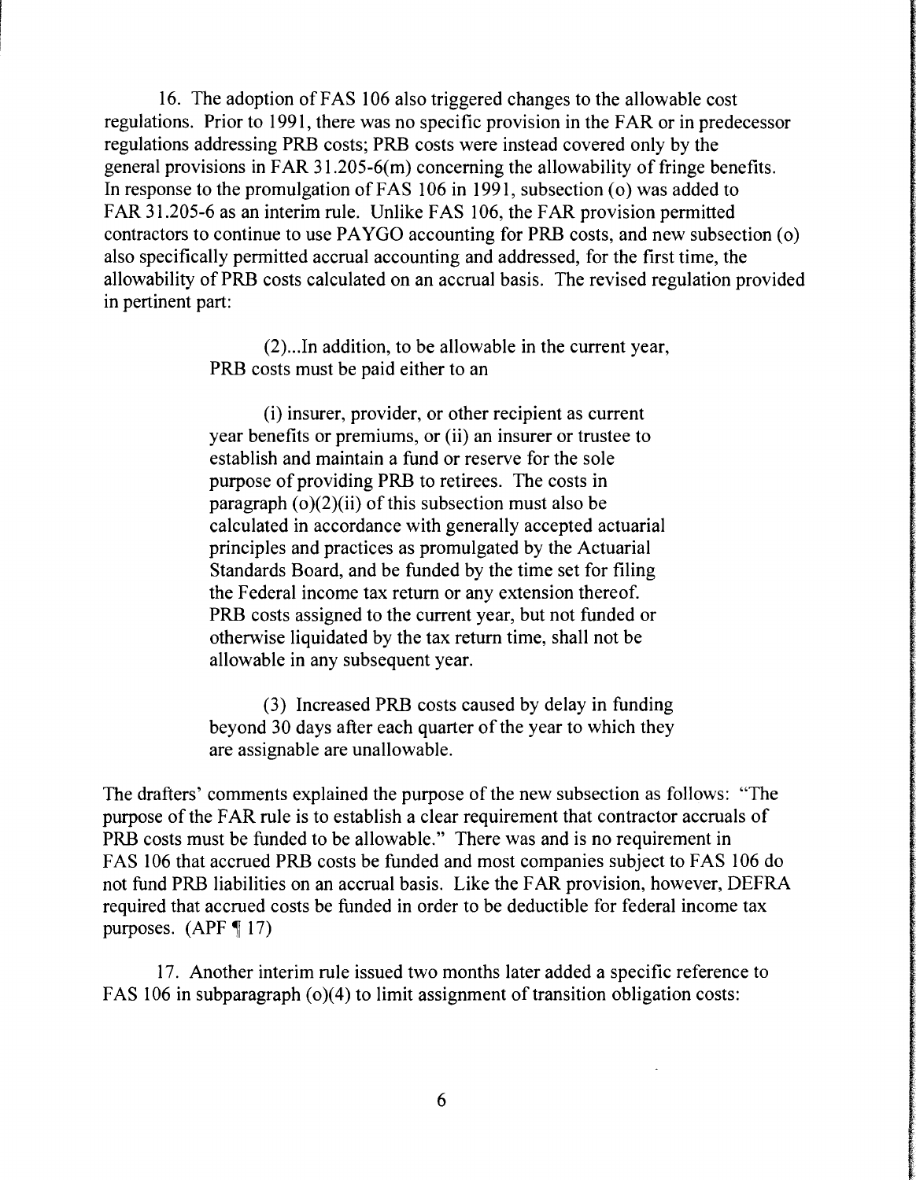16. The adoption of FAS 106 also triggered changes to the allowable cost regulations. Prior to 1991, there was no specific provision in the FAR or in predecessor regulations addressing PRB costs; PRB costs were instead covered only by the general provisions in FAR 31.205-6(m) concerning the allowability of fringe benefits. In response to the promulgation of FAS 106 in 1991, subsection (o) was added to FAR 31.205-6 as an interim rule. Unlike FAS 106, the FAR provision permitted contractors to continue to use PAYGO accounting for PRB costs, and new subsection (o) also specifically permitted accrual accounting and addressed, for the first time, the allowability of PRB costs calculated on an accrual basis. The revised regulation provided in pertinent part:

> (2)...In addition, to be allowable in the current year, PRB costs must be paid either to an
>
> (i) insurer, provider, or other recipient as current year benefits or premiums, or (ii) an insurer or trustee to establish and maintain a fund or reserve for the sole purpose of providing PRB to retirees. The costs in paragraph (o)(2)(ii) of this subsection must also be calculated in accordance with generally accepted actuarial principles and practices as promulgated by the Actuarial Standards Board, and be funded by the time set for filing the Federal income tax return or any extension thereof. PRB costs assigned to the current year, but not funded or otherwise liquidated by the tax return time, shall not be allowable in any subsequent year.
>
> (3) Increased PRB costs caused by delay in funding beyond 30 days after each quarter of the year to which they are assignable are unallowable.

The drafters' comments explained the purpose of the new subsection as follows: "The purpose of the FAR rule is to establish a clear requirement that contractor accruals of PRB costs must be funded to be allowable." There was and is no requirement in FAS 106 that accrued PRB costs be funded and most companies subject to FAS 106 do not fund PRB liabilities on an accrual basis. Like the FAR provision, however, DEFRA required that accrued costs be funded in order to be deductible for federal income tax purposes. (APF ¶ 17)

17. Another interim rule issued two months later added a specific reference to FAS 106 in subparagraph (o)(4) to limit assignment of transition obligation costs: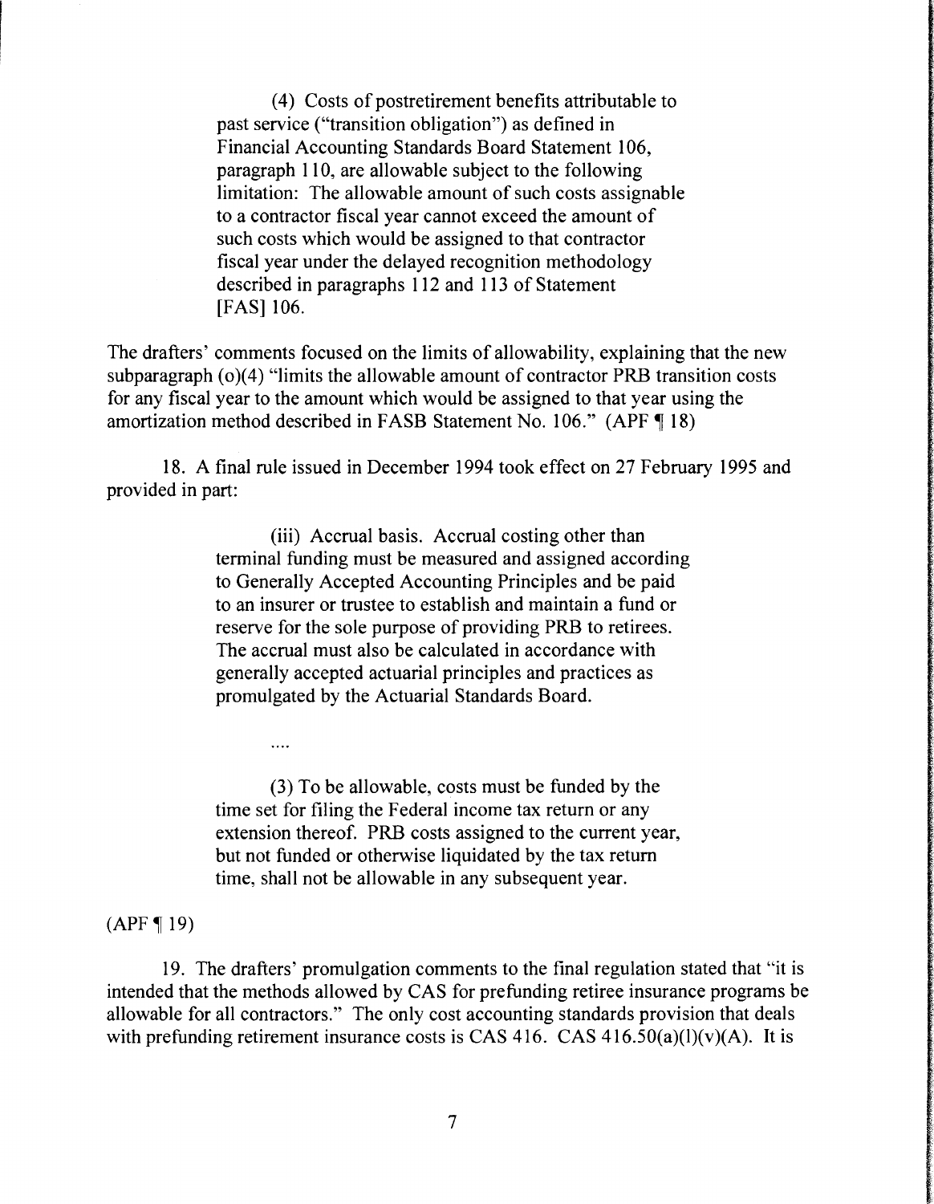> (4) Costs of postretirement benefits attributable to past service ("transition obligation") as defined in Financial Accounting Standards Board Statement 106, paragraph 110, are allowable subject to the following limitation: The allowable amount of such costs assignable to a contractor fiscal year cannot exceed the amount of such costs which would be assigned to that contractor fiscal year under the delayed recognition methodology described in paragraphs 112 and 113 of Statement [FAS] 106.

The drafters' comments focused on the limits of allowability, explaining that the new subparagraph (o)(4) "limits the allowable amount of contractor PRB transition costs for any fiscal year to the amount which would be assigned to that year using the amortization method described in FASB Statement No. 106." (APF ¶ 18)

18. A final rule issued in December 1994 took effect on 27 February 1995 and provided in part:

> (iii) Accrual basis. Accrual costing other than terminal funding must be measured and assigned according to Generally Accepted Accounting Principles and be paid to an insurer or trustee to establish and maintain a fund or reserve for the sole purpose of providing PRB to retirees. The accrual must also be calculated in accordance with generally accepted actuarial principles and practices as promulgated by the Actuarial Standards Board.
>
> ....
>
> (3) To be allowable, costs must be funded by the time set for filing the Federal income tax return or any extension thereof. PRB costs assigned to the current year, but not funded or otherwise liquidated by the tax return time, shall not be allowable in any subsequent year.

(APF ¶ 19)

19. The drafters' promulgation comments to the final regulation stated that "it is intended that the methods allowed by CAS for prefunding retiree insurance programs be allowable for all contractors." The only cost accounting standards provision that deals with prefunding retirement insurance costs is CAS 416. CAS 416.50(a)(l)(v)(A). It is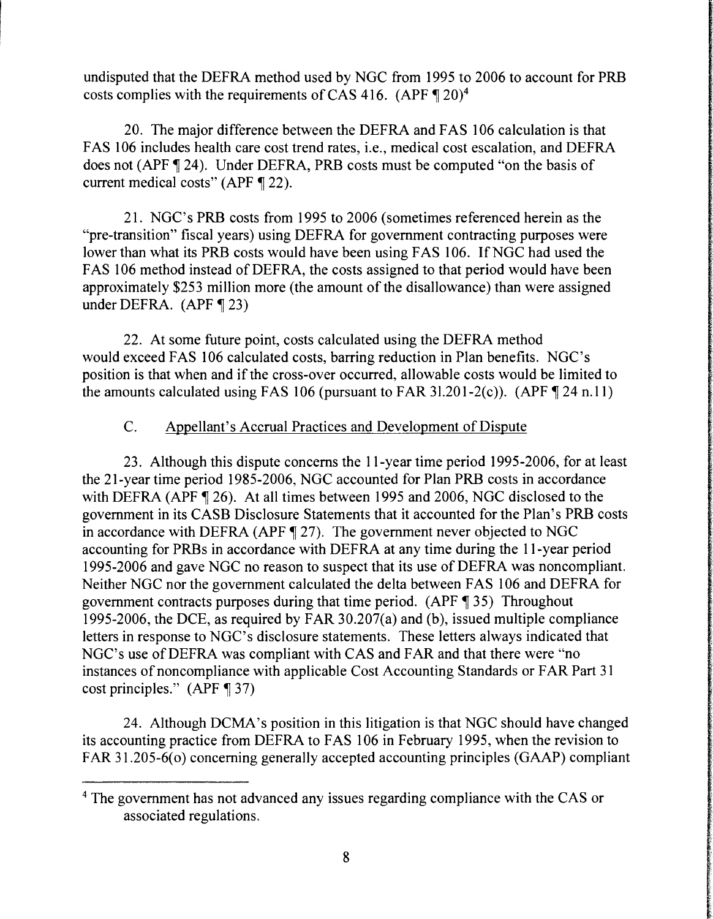undisputed that the DEFRA method used by NGC from 1995 to 2006 to account for PRB costs complies with the requirements of CAS 416. (APF ¶ 20)[4]

20. The major difference between the DEFRA and FAS 106 calculation is that FAS 106 includes health care cost trend rates, i.e., medical cost escalation, and DEFRA does not (APF ¶ 24). Under DEFRA, PRB costs must be computed "on the basis of current medical costs" (APF ¶ 22).

21. NGC's PRB costs from 1995 to 2006 (sometimes referenced herein as the "pre-transition" fiscal years) using DEFRA for government contracting purposes were lower than what its PRB costs would have been using FAS 106. If NGC had used the FAS 106 method instead of DEFRA, the costs assigned to that period would have been approximately $253 million more (the amount of the disallowance) than were assigned under DEFRA. (APF ¶ 23)

22. At some future point, costs calculated using the DEFRA method would exceed FAS 106 calculated costs, barring reduction in Plan benefits. NGC's position is that when and if the cross-over occurred, allowable costs would be limited to the amounts calculated using FAS 106 (pursuant to FAR 31.201-2(c)). (APF ¶ 24 n.11)

### C. Appellant's Accrual Practices and Development of Dispute

23. Although this dispute concerns the 11-year time period 1995-2006, for at least the 21-year time period 1985-2006, NGC accounted for Plan PRB costs in accordance with DEFRA (APF ¶ 26). At all times between 1995 and 2006, NGC disclosed to the government in its CASB Disclosure Statements that it accounted for the Plan's PRB costs in accordance with DEFRA (APF ¶ 27). The government never objected to NGC accounting for PRBs in accordance with DEFRA at any time during the 11-year period 1995-2006 and gave NGC no reason to suspect that its use of DEFRA was noncompliant. Neither NGC nor the government calculated the delta between FAS 106 and DEFRA for government contracts purposes during that time period. (APF ¶ 35) Throughout 1995-2006, the DCE, as required by FAR 30.207(a) and (b), issued multiple compliance letters in response to NGC's disclosure statements. These letters always indicated that NGC's use of DEFRA was compliant with CAS and FAR and that there were "no instances of noncompliance with applicable Cost Accounting Standards or FAR Part 31 cost principles." (APF ¶ 37)

24. Although DCMA's position in this litigation is that NGC should have changed its accounting practice from DEFRA to FAS 106 in February 1995, when the revision to FAR 31.205-6(o) concerning generally accepted accounting principles (GAAP) compliant

---

[4] The government has not advanced any issues regarding compliance with the CAS or associated regulations.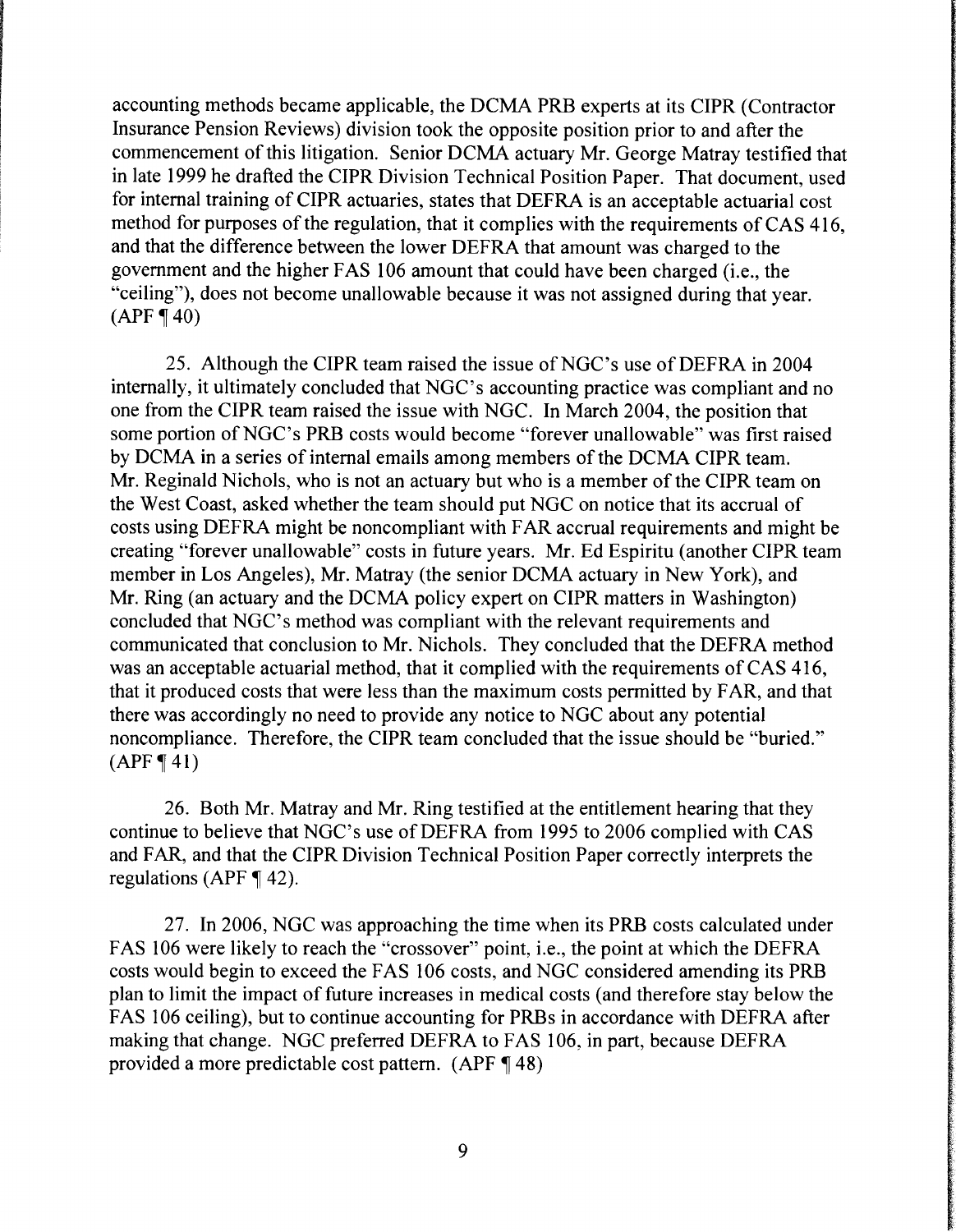accounting methods became applicable, the DCMA PRB experts at its CIPR (Contractor Insurance Pension Reviews) division took the opposite position prior to and after the commencement of this litigation. Senior DCMA actuary Mr. George Matray testified that in late 1999 he drafted the CIPR Division Technical Position Paper. That document, used for internal training of CIPR actuaries, states that DEFRA is an acceptable actuarial cost method for purposes of the regulation, that it complies with the requirements of CAS 416, and that the difference between the lower DEFRA that amount was charged to the government and the higher FAS 106 amount that could have been charged (i.e., the "ceiling"), does not become unallowable because it was not assigned during that year. (APF ¶ 40)

25. Although the CIPR team raised the issue of NGC's use of DEFRA in 2004 internally, it ultimately concluded that NGC's accounting practice was compliant and no one from the CIPR team raised the issue with NGC. In March 2004, the position that some portion of NGC's PRB costs would become "forever unallowable" was first raised by DCMA in a series of internal emails among members of the DCMA CIPR team. Mr. Reginald Nichols, who is not an actuary but who is a member of the CIPR team on the West Coast, asked whether the team should put NGC on notice that its accrual of costs using DEFRA might be noncompliant with FAR accrual requirements and might be creating "forever unallowable" costs in future years. Mr. Ed Espiritu (another CIPR team member in Los Angeles), Mr. Matray (the senior DCMA actuary in New York), and Mr. Ring (an actuary and the DCMA policy expert on CIPR matters in Washington) concluded that NGC's method was compliant with the relevant requirements and communicated that conclusion to Mr. Nichols. They concluded that the DEFRA method was an acceptable actuarial method, that it complied with the requirements of CAS 416, that it produced costs that were less than the maximum costs permitted by FAR, and that there was accordingly no need to provide any notice to NGC about any potential noncompliance. Therefore, the CIPR team concluded that the issue should be "buried." (APF ¶ 41)

26. Both Mr. Matray and Mr. Ring testified at the entitlement hearing that they continue to believe that NGC's use of DEFRA from 1995 to 2006 complied with CAS and FAR, and that the CIPR Division Technical Position Paper correctly interprets the regulations (APF ¶ 42).

27. In 2006, NGC was approaching the time when its PRB costs calculated under FAS 106 were likely to reach the "crossover" point, i.e., the point at which the DEFRA costs would begin to exceed the FAS 106 costs, and NGC considered amending its PRB plan to limit the impact of future increases in medical costs (and therefore stay below the FAS 106 ceiling), but to continue accounting for PRBs in accordance with DEFRA after making that change. NGC preferred DEFRA to FAS 106, in part, because DEFRA provided a more predictable cost pattern. (APF ¶ 48)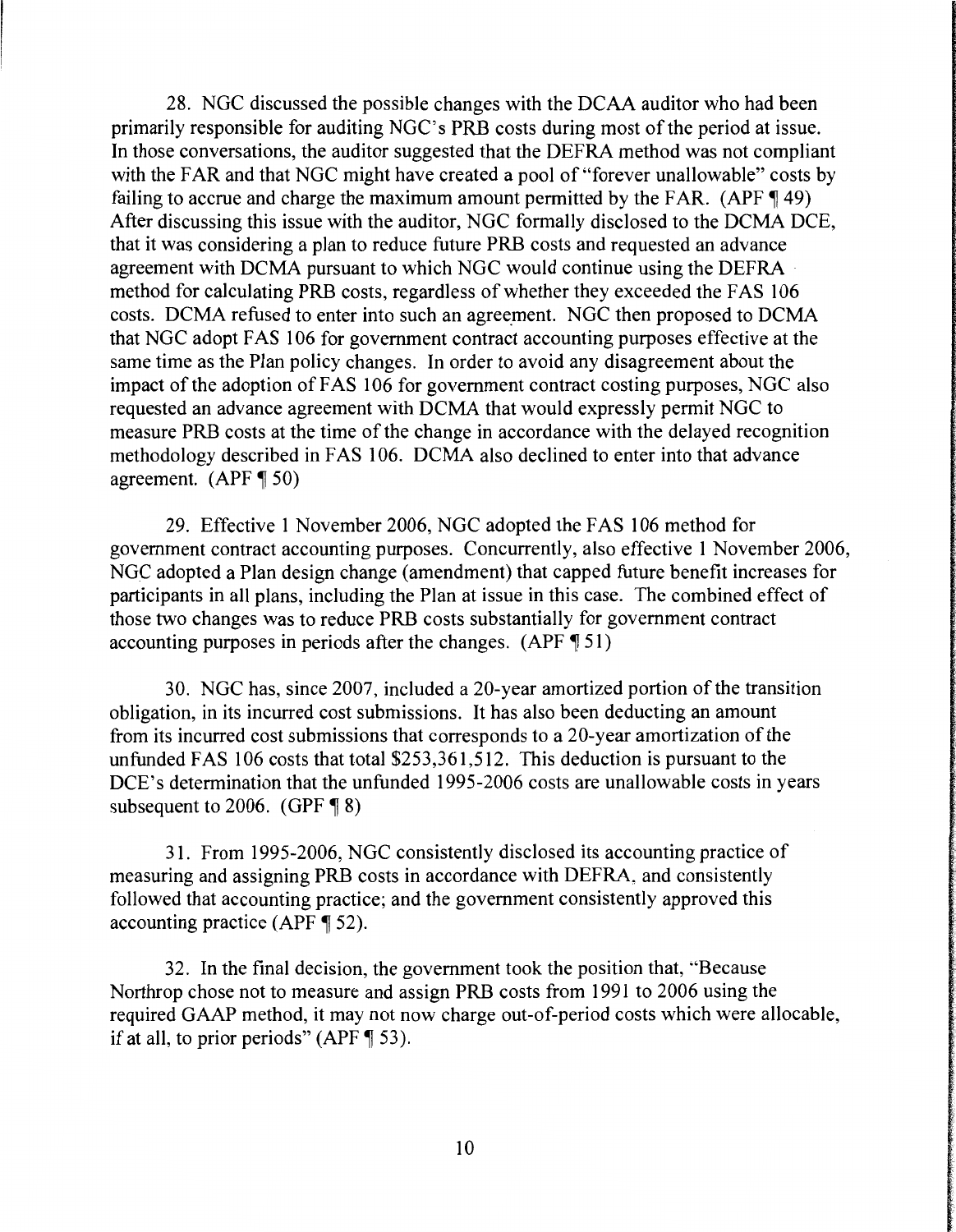28. NGC discussed the possible changes with the DCAA auditor who had been primarily responsible for auditing NGC's PRB costs during most of the period at issue. In those conversations, the auditor suggested that the DEFRA method was not compliant with the FAR and that NGC might have created a pool of "forever unallowable" costs by failing to accrue and charge the maximum amount permitted by the FAR. (APF ¶ 49) After discussing this issue with the auditor, NGC formally disclosed to the DCMA DCE, that it was considering a plan to reduce future PRB costs and requested an advance agreement with DCMA pursuant to which NGC would continue using the DEFRA method for calculating PRB costs, regardless of whether they exceeded the FAS 106 costs. DCMA refused to enter into such an agreement. NGC then proposed to DCMA that NGC adopt FAS 106 for government contract accounting purposes effective at the same time as the Plan policy changes. In order to avoid any disagreement about the impact of the adoption of FAS 106 for government contract costing purposes, NGC also requested an advance agreement with DCMA that would expressly permit NGC to measure PRB costs at the time of the change in accordance with the delayed recognition methodology described in FAS 106. DCMA also declined to enter into that advance agreement. (APF ¶ 50)

29. Effective 1 November 2006, NGC adopted the FAS 106 method for government contract accounting purposes. Concurrently, also effective 1 November 2006, NGC adopted a Plan design change (amendment) that capped future benefit increases for participants in all plans, including the Plan at issue in this case. The combined effect of those two changes was to reduce PRB costs substantially for government contract accounting purposes in periods after the changes. (APF ¶ 51)

30. NGC has, since 2007, included a 20-year amortized portion of the transition obligation, in its incurred cost submissions. It has also been deducting an amount from its incurred cost submissions that corresponds to a 20-year amortization of the unfunded FAS 106 costs that total $253,361,512. This deduction is pursuant to the DCE's determination that the unfunded 1995-2006 costs are unallowable costs in years subsequent to 2006. (GPF ¶ 8)

31. From 1995-2006, NGC consistently disclosed its accounting practice of measuring and assigning PRB costs in accordance with DEFRA, and consistently followed that accounting practice; and the government consistently approved this accounting practice (APF ¶ 52).

32. In the final decision, the government took the position that, "Because Northrop chose not to measure and assign PRB costs from 1991 to 2006 using the required GAAP method, it may not now charge out-of-period costs which were allocable, if at all, to prior periods" (APF ¶ 53).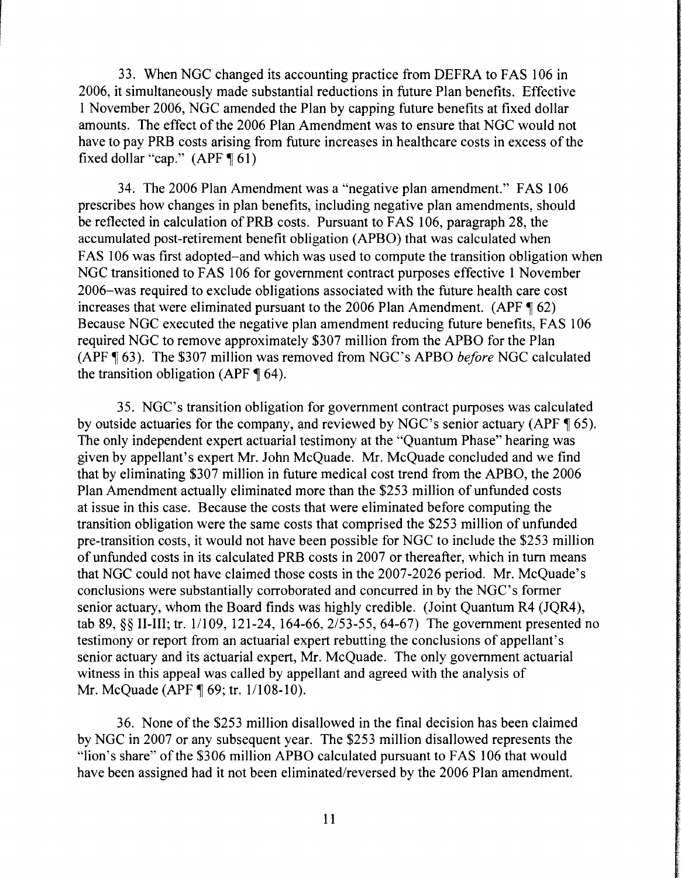33. When NGC changed its accounting practice from DEFRA to FAS 106 in 2006, it simultaneously made substantial reductions in future Plan benefits. Effective 1 November 2006, NGC amended the Plan by capping future benefits at fixed dollar amounts. The effect of the 2006 Plan Amendment was to ensure that NGC would not have to pay PRB costs arising from future increases in healthcare costs in excess of the fixed dollar "cap." (APF ¶ 61)

34. The 2006 Plan Amendment was a "negative plan amendment." FAS 106 prescribes how changes in plan benefits, including negative plan amendments, should be reflected in calculation of PRB costs. Pursuant to FAS 106, paragraph 28, the accumulated post-retirement benefit obligation (APBO) that was calculated when FAS 106 was first adopted–and which was used to compute the transition obligation when NGC transitioned to FAS 106 for government contract purposes effective 1 November 2006–was required to exclude obligations associated with the future health care cost increases that were eliminated pursuant to the 2006 Plan Amendment. (APF ¶ 62) Because NGC executed the negative plan amendment reducing future benefits, FAS 106 required NGC to remove approximately $307 million from the APBO for the Plan (APF ¶ 63). The $307 million was removed from NGC's APBO *before* NGC calculated the transition obligation (APF ¶ 64).

35. NGC's transition obligation for government contract purposes was calculated by outside actuaries for the company, and reviewed by NGC's senior actuary (APF ¶ 65). The only independent expert actuarial testimony at the "Quantum Phase" hearing was given by appellant's expert Mr. John McQuade. Mr. McQuade concluded and we find that by eliminating $307 million in future medical cost trend from the APBO, the 2006 Plan Amendment actually eliminated more than the $253 million of unfunded costs at issue in this case. Because the costs that were eliminated before computing the transition obligation were the same costs that comprised the $253 million of unfunded pre-transition costs, it would not have been possible for NGC to include the $253 million of unfunded costs in its calculated PRB costs in 2007 or thereafter, which in turn means that NGC could not have claimed those costs in the 2007-2026 period. Mr. McQuade's conclusions were substantially corroborated and concurred in by the NGC's former senior actuary, whom the Board finds was highly credible. (Joint Quantum R4 (JQR4), tab 89, §§ II-III; tr. 1/109, 121-24, 164-66, 2/53-55, 64-67) The government presented no testimony or report from an actuarial expert rebutting the conclusions of appellant's senior actuary and its actuarial expert, Mr. McQuade. The only government actuarial witness in this appeal was called by appellant and agreed with the analysis of Mr. McQuade (APF ¶ 69; tr. 1/108-10).

36. None of the $253 million disallowed in the final decision has been claimed by NGC in 2007 or any subsequent year. The $253 million disallowed represents the "lion's share" of the $306 million APBO calculated pursuant to FAS 106 that would have been assigned had it not been eliminated/reversed by the 2006 Plan amendment.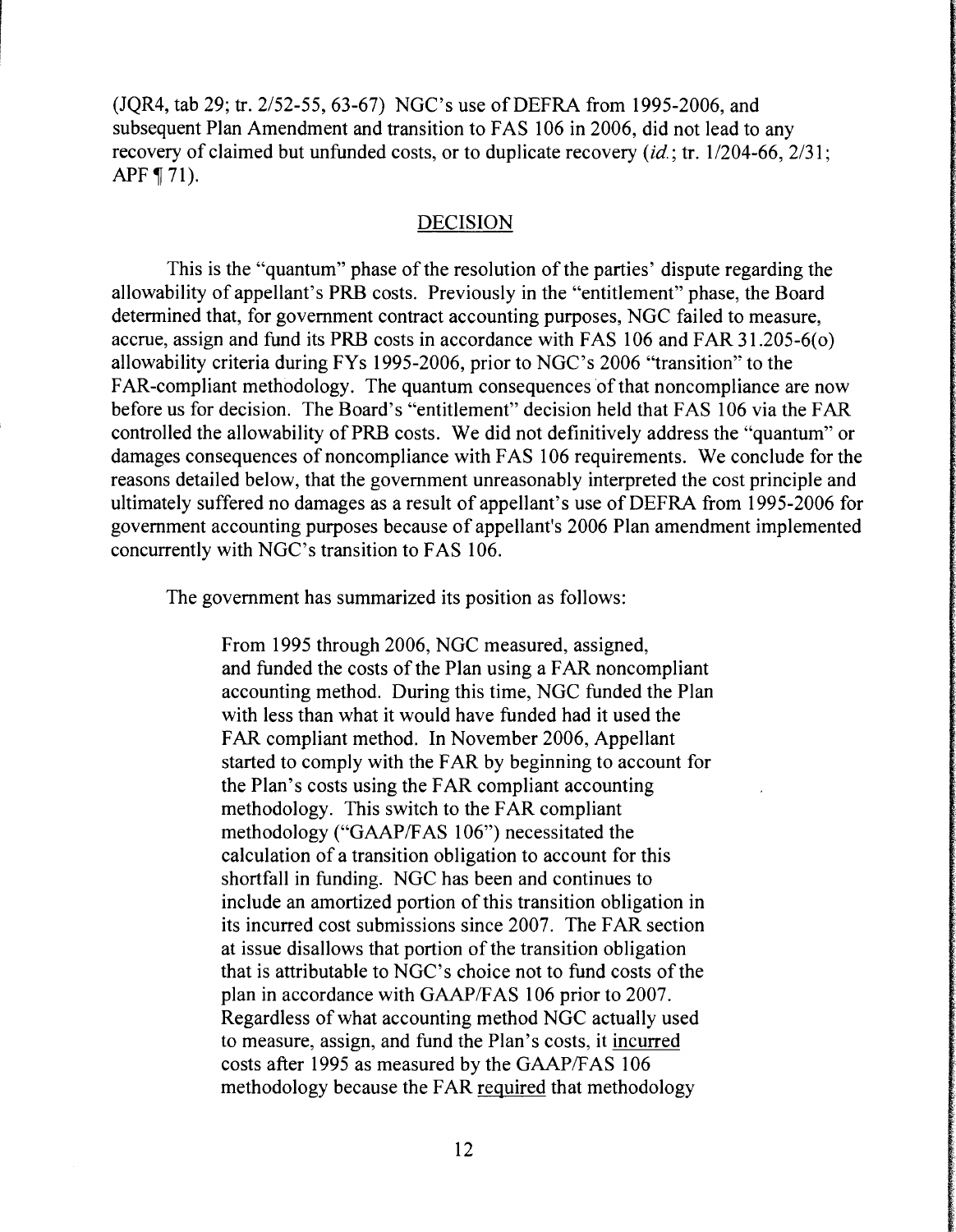(JQR4, tab 29; tr. 2/52-55, 63-67) NGC's use of DEFRA from 1995-2006, and subsequent Plan Amendment and transition to FAS 106 in 2006, did not lead to any recovery of claimed but unfunded costs, or to duplicate recovery (*id.*; tr. 1/204-66, 2/31; APF ¶ 71).

## DECISION

This is the "quantum" phase of the resolution of the parties' dispute regarding the allowability of appellant's PRB costs. Previously in the "entitlement" phase, the Board determined that, for government contract accounting purposes, NGC failed to measure, accrue, assign and fund its PRB costs in accordance with FAS 106 and FAR 31.205-6(o) allowability criteria during FYs 1995-2006, prior to NGC's 2006 "transition" to the FAR-compliant methodology. The quantum consequences of that noncompliance are now before us for decision. The Board's "entitlement" decision held that FAS 106 via the FAR controlled the allowability of PRB costs. We did not definitively address the "quantum" or damages consequences of noncompliance with FAS 106 requirements. We conclude for the reasons detailed below, that the government unreasonably interpreted the cost principle and ultimately suffered no damages as a result of appellant's use of DEFRA from 1995-2006 for government accounting purposes because of appellant's 2006 Plan amendment implemented concurrently with NGC's transition to FAS 106.

The government has summarized its position as follows:

> From 1995 through 2006, NGC measured, assigned, and funded the costs of the Plan using a FAR noncompliant accounting method. During this time, NGC funded the Plan with less than what it would have funded had it used the FAR compliant method. In November 2006, Appellant started to comply with the FAR by beginning to account for the Plan's costs using the FAR compliant accounting methodology. This switch to the FAR compliant methodology ("GAAP/FAS 106") necessitated the calculation of a transition obligation to account for this shortfall in funding. NGC has been and continues to include an amortized portion of this transition obligation in its incurred cost submissions since 2007. The FAR section at issue disallows that portion of the transition obligation that is attributable to NGC's choice not to fund costs of the plan in accordance with GAAP/FAS 106 prior to 2007. Regardless of what accounting method NGC actually used to measure, assign, and fund the Plan's costs, it <u>incurred</u> costs after 1995 as measured by the GAAP/FAS 106 methodology because the FAR <u>required</u> that methodology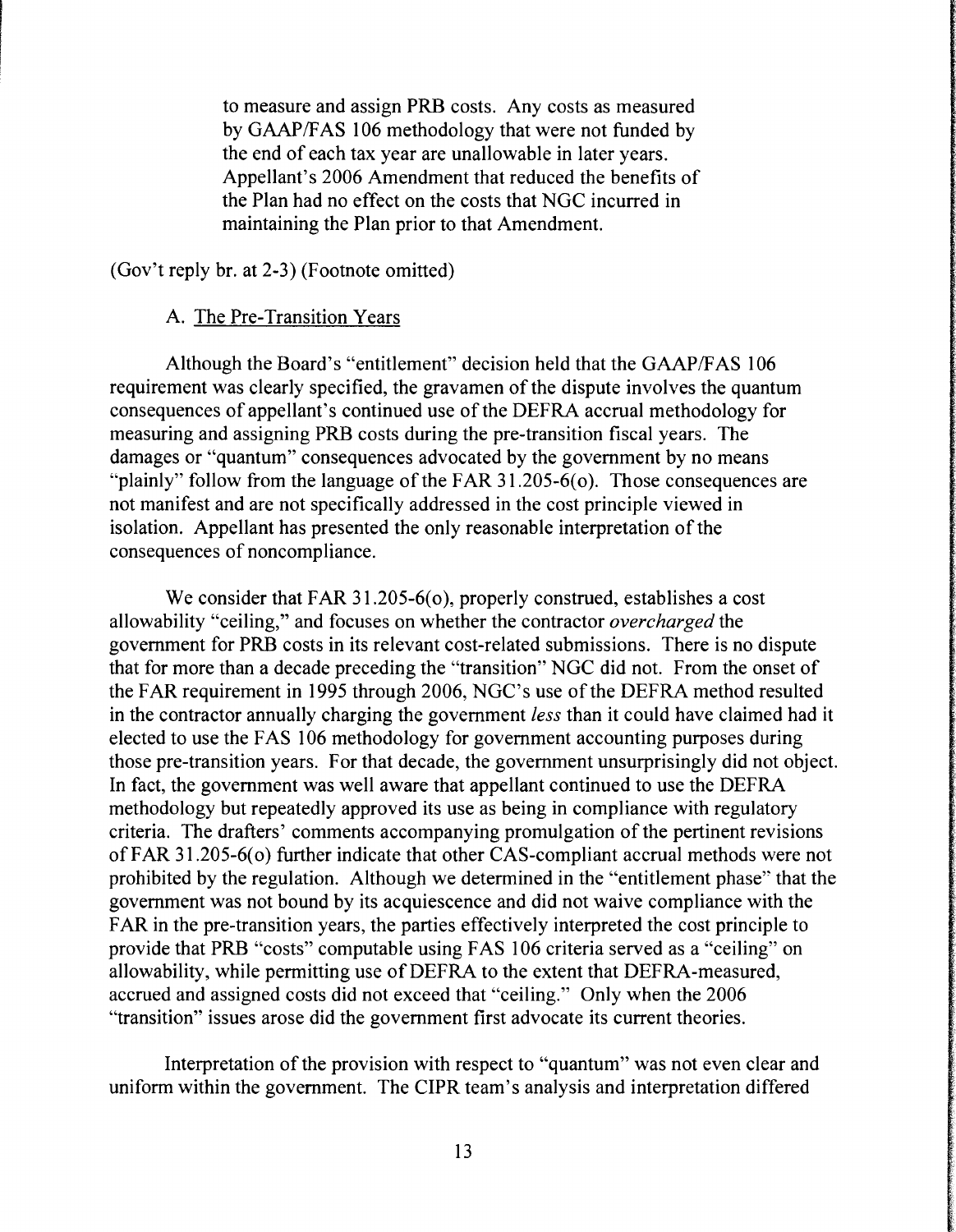to measure and assign PRB costs. Any costs as measured by GAAP/FAS 106 methodology that were not funded by the end of each tax year are unallowable in later years. Appellant's 2006 Amendment that reduced the benefits of the Plan had no effect on the costs that NGC incurred in maintaining the Plan prior to that Amendment.

(Gov't reply br. at 2-3) (Footnote omitted)

A. The Pre-Transition Years

Although the Board's "entitlement" decision held that the GAAP/FAS 106 requirement was clearly specified, the gravamen of the dispute involves the quantum consequences of appellant's continued use of the DEFRA accrual methodology for measuring and assigning PRB costs during the pre-transition fiscal years. The damages or "quantum" consequences advocated by the government by no means "plainly" follow from the language of the FAR 31.205-6(o). Those consequences are not manifest and are not specifically addressed in the cost principle viewed in isolation. Appellant has presented the only reasonable interpretation of the consequences of noncompliance.

We consider that FAR 31.205-6(o), properly construed, establishes a cost allowability "ceiling," and focuses on whether the contractor *overcharged* the government for PRB costs in its relevant cost-related submissions. There is no dispute that for more than a decade preceding the "transition" NGC did not. From the onset of the FAR requirement in 1995 through 2006, NGC's use of the DEFRA method resulted in the contractor annually charging the government *less* than it could have claimed had it elected to use the FAS 106 methodology for government accounting purposes during those pre-transition years. For that decade, the government unsurprisingly did not object. In fact, the government was well aware that appellant continued to use the DEFRA methodology but repeatedly approved its use as being in compliance with regulatory criteria. The drafters' comments accompanying promulgation of the pertinent revisions of FAR 31.205-6(o) further indicate that other CAS-compliant accrual methods were not prohibited by the regulation. Although we determined in the "entitlement phase" that the government was not bound by its acquiescence and did not waive compliance with the FAR in the pre-transition years, the parties effectively interpreted the cost principle to provide that PRB "costs" computable using FAS 106 criteria served as a "ceiling" on allowability, while permitting use of DEFRA to the extent that DEFRA-measured, accrued and assigned costs did not exceed that "ceiling." Only when the 2006 "transition" issues arose did the government first advocate its current theories.

Interpretation of the provision with respect to "quantum" was not even clear and uniform within the government. The CIPR team's analysis and interpretation differed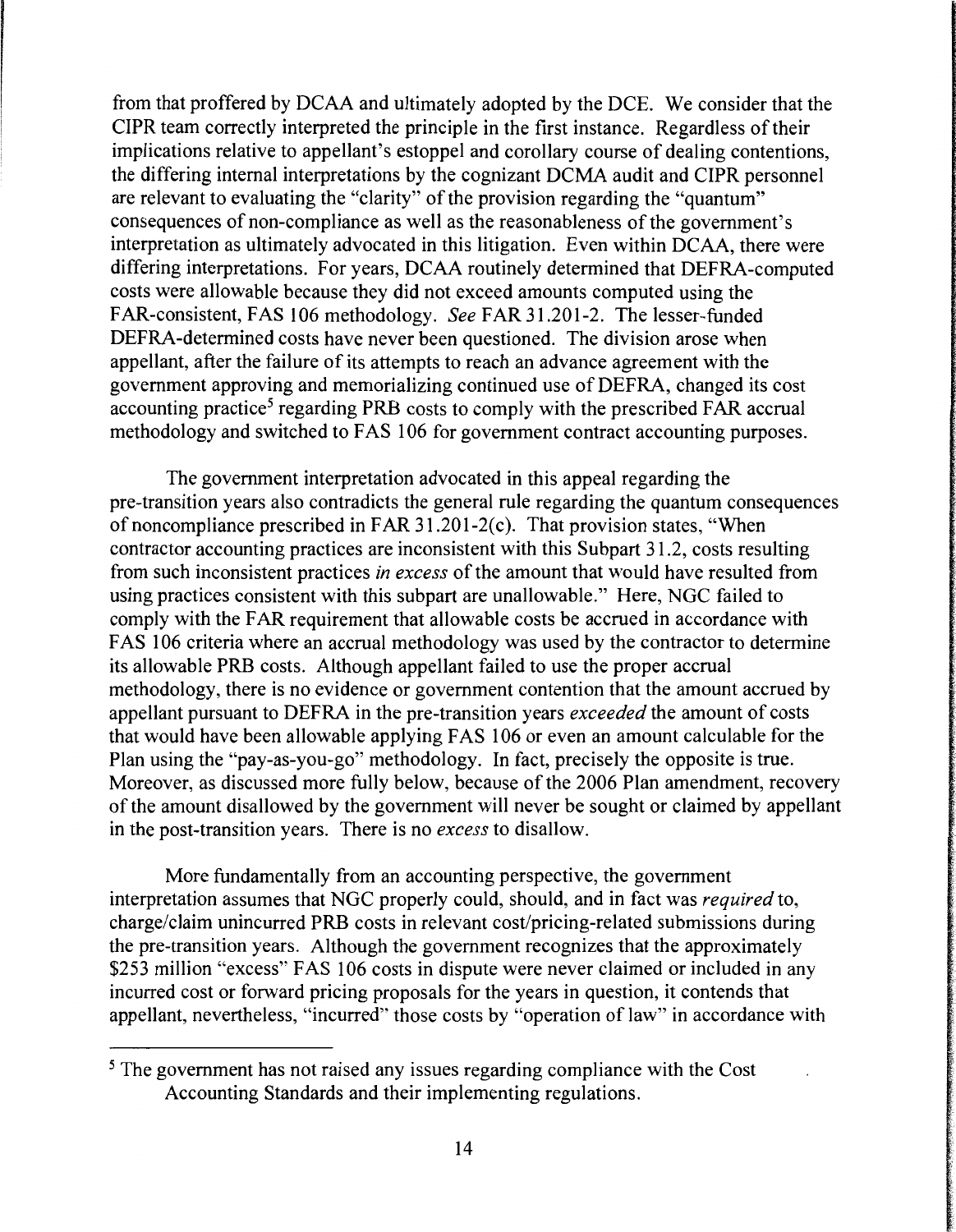from that proffered by DCAA and ultimately adopted by the DCE. We consider that the CIPR team correctly interpreted the principle in the first instance. Regardless of their implications relative to appellant's estoppel and corollary course of dealing contentions, the differing internal interpretations by the cognizant DCMA audit and CIPR personnel are relevant to evaluating the "clarity" of the provision regarding the "quantum" consequences of non-compliance as well as the reasonableness of the government's interpretation as ultimately advocated in this litigation. Even within DCAA, there were differing interpretations. For years, DCAA routinely determined that DEFRA-computed costs were allowable because they did not exceed amounts computed using the FAR-consistent, FAS 106 methodology. *See* FAR 31.201-2. The lesser-funded DEFRA-determined costs have never been questioned. The division arose when appellant, after the failure of its attempts to reach an advance agreement with the government approving and memorializing continued use of DEFRA, changed its cost accounting practice[5] regarding PRB costs to comply with the prescribed FAR accrual methodology and switched to FAS 106 for government contract accounting purposes.

The government interpretation advocated in this appeal regarding the pre-transition years also contradicts the general rule regarding the quantum consequences of noncompliance prescribed in FAR 31.201-2(c). That provision states, "When contractor accounting practices are inconsistent with this Subpart 31.2, costs resulting from such inconsistent practices *in excess* of the amount that would have resulted from using practices consistent with this subpart are unallowable." Here, NGC failed to comply with the FAR requirement that allowable costs be accrued in accordance with FAS 106 criteria where an accrual methodology was used by the contractor to determine its allowable PRB costs. Although appellant failed to use the proper accrual methodology, there is no evidence or government contention that the amount accrued by appellant pursuant to DEFRA in the pre-transition years *exceeded* the amount of costs that would have been allowable applying FAS 106 or even an amount calculable for the Plan using the "pay-as-you-go" methodology. In fact, precisely the opposite is true. Moreover, as discussed more fully below, because of the 2006 Plan amendment, recovery of the amount disallowed by the government will never be sought or claimed by appellant in the post-transition years. There is no *excess* to disallow.

More fundamentally from an accounting perspective, the government interpretation assumes that NGC properly could, should, and in fact was *required* to, charge/claim unincurred PRB costs in relevant cost/pricing-related submissions during the pre-transition years. Although the government recognizes that the approximately \$253 million "excess" FAS 106 costs in dispute were never claimed or included in any incurred cost or forward pricing proposals for the years in question, it contends that appellant, nevertheless, "incurred" those costs by "operation of law" in accordance with

[5] The government has not raised any issues regarding compliance with the Cost Accounting Standards and their implementing regulations.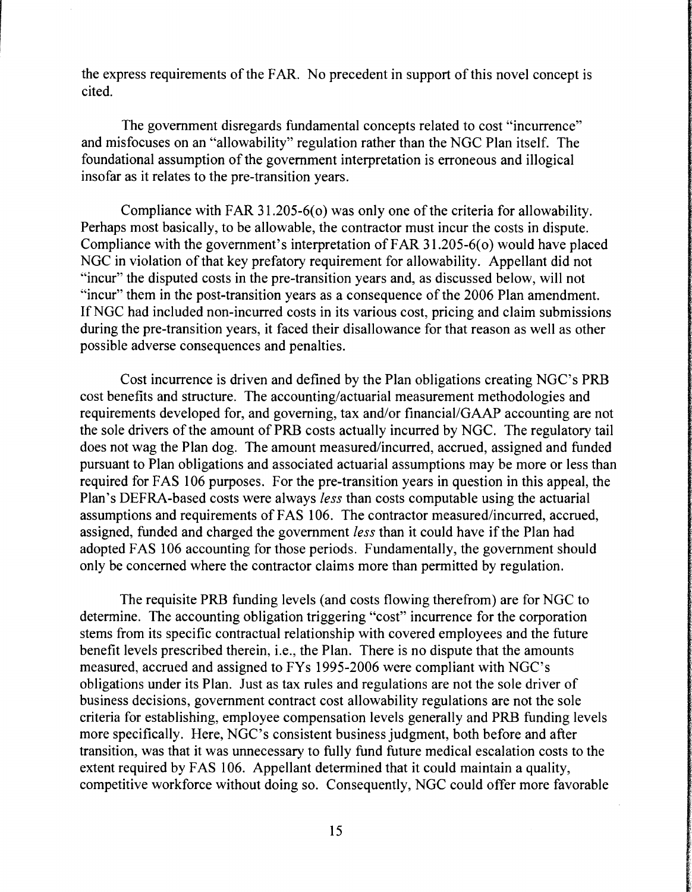the express requirements of the FAR. No precedent in support of this novel concept is cited.

The government disregards fundamental concepts related to cost "incurrence" and misfocuses on an "allowability" regulation rather than the NGC Plan itself. The foundational assumption of the government interpretation is erroneous and illogical insofar as it relates to the pre-transition years.

Compliance with FAR 31.205-6(o) was only one of the criteria for allowability. Perhaps most basically, to be allowable, the contractor must incur the costs in dispute. Compliance with the government's interpretation of FAR 31.205-6(o) would have placed NGC in violation of that key prefatory requirement for allowability. Appellant did not "incur" the disputed costs in the pre-transition years and, as discussed below, will not "incur" them in the post-transition years as a consequence of the 2006 Plan amendment. If NGC had included non-incurred costs in its various cost, pricing and claim submissions during the pre-transition years, it faced their disallowance for that reason as well as other possible adverse consequences and penalties.

Cost incurrence is driven and defined by the Plan obligations creating NGC's PRB cost benefits and structure. The accounting/actuarial measurement methodologies and requirements developed for, and governing, tax and/or financial/GAAP accounting are not the sole drivers of the amount of PRB costs actually incurred by NGC. The regulatory tail does not wag the Plan dog. The amount measured/incurred, accrued, assigned and funded pursuant to Plan obligations and associated actuarial assumptions may be more or less than required for FAS 106 purposes. For the pre-transition years in question in this appeal, the Plan's DEFRA-based costs were always *less* than costs computable using the actuarial assumptions and requirements of FAS 106. The contractor measured/incurred, accrued, assigned, funded and charged the government *less* than it could have if the Plan had adopted FAS 106 accounting for those periods. Fundamentally, the government should only be concerned where the contractor claims more than permitted by regulation.

The requisite PRB funding levels (and costs flowing therefrom) are for NGC to determine. The accounting obligation triggering "cost" incurrence for the corporation stems from its specific contractual relationship with covered employees and the future benefit levels prescribed therein, i.e., the Plan. There is no dispute that the amounts measured, accrued and assigned to FYs 1995-2006 were compliant with NGC's obligations under its Plan. Just as tax rules and regulations are not the sole driver of business decisions, government contract cost allowability regulations are not the sole criteria for establishing, employee compensation levels generally and PRB funding levels more specifically. Here, NGC's consistent business judgment, both before and after transition, was that it was unnecessary to fully fund future medical escalation costs to the extent required by FAS 106. Appellant determined that it could maintain a quality, competitive workforce without doing so. Consequently, NGC could offer more favorable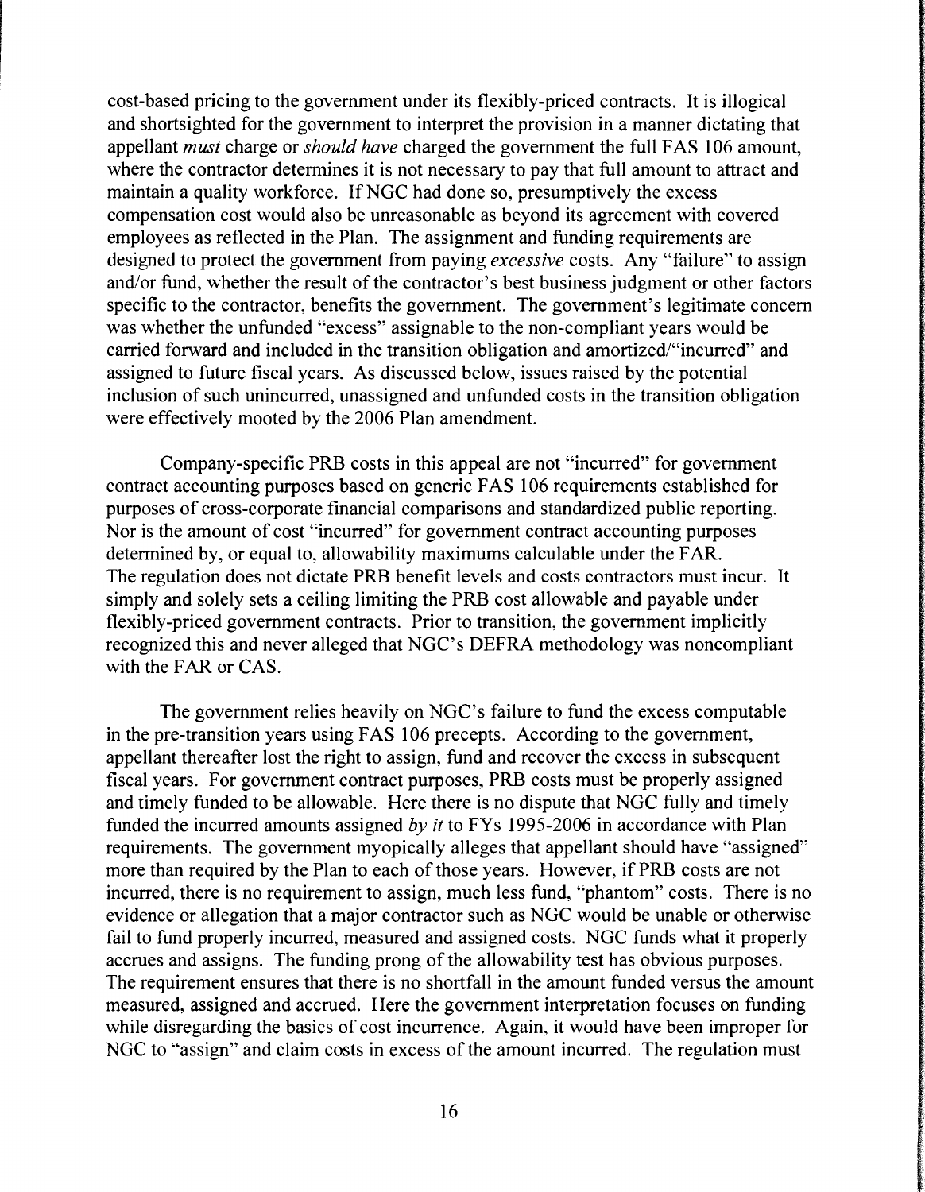cost-based pricing to the government under its flexibly-priced contracts. It is illogical and shortsighted for the government to interpret the provision in a manner dictating that appellant *must* charge or *should have* charged the government the full FAS 106 amount, where the contractor determines it is not necessary to pay that full amount to attract and maintain a quality workforce. If NGC had done so, presumptively the excess compensation cost would also be unreasonable as beyond its agreement with covered employees as reflected in the Plan. The assignment and funding requirements are designed to protect the government from paying *excessive* costs. Any "failure" to assign and/or fund, whether the result of the contractor's best business judgment or other factors specific to the contractor, benefits the government. The government's legitimate concern was whether the unfunded "excess" assignable to the non-compliant years would be carried forward and included in the transition obligation and amortized/"incurred" and assigned to future fiscal years. As discussed below, issues raised by the potential inclusion of such unincurred, unassigned and unfunded costs in the transition obligation were effectively mooted by the 2006 Plan amendment.

Company-specific PRB costs in this appeal are not "incurred" for government contract accounting purposes based on generic FAS 106 requirements established for purposes of cross-corporate financial comparisons and standardized public reporting. Nor is the amount of cost "incurred" for government contract accounting purposes determined by, or equal to, allowability maximums calculable under the FAR. The regulation does not dictate PRB benefit levels and costs contractors must incur. It simply and solely sets a ceiling limiting the PRB cost allowable and payable under flexibly-priced government contracts. Prior to transition, the government implicitly recognized this and never alleged that NGC's DEFRA methodology was noncompliant with the FAR or CAS.

The government relies heavily on NGC's failure to fund the excess computable in the pre-transition years using FAS 106 precepts. According to the government, appellant thereafter lost the right to assign, fund and recover the excess in subsequent fiscal years. For government contract purposes, PRB costs must be properly assigned and timely funded to be allowable. Here there is no dispute that NGC fully and timely funded the incurred amounts assigned *by it* to FYs 1995-2006 in accordance with Plan requirements. The government myopically alleges that appellant should have "assigned" more than required by the Plan to each of those years. However, if PRB costs are not incurred, there is no requirement to assign, much less fund, "phantom" costs. There is no evidence or allegation that a major contractor such as NGC would be unable or otherwise fail to fund properly incurred, measured and assigned costs. NGC funds what it properly accrues and assigns. The funding prong of the allowability test has obvious purposes. The requirement ensures that there is no shortfall in the amount funded versus the amount measured, assigned and accrued. Here the government interpretation focuses on funding while disregarding the basics of cost incurrence. Again, it would have been improper for NGC to "assign" and claim costs in excess of the amount incurred. The regulation must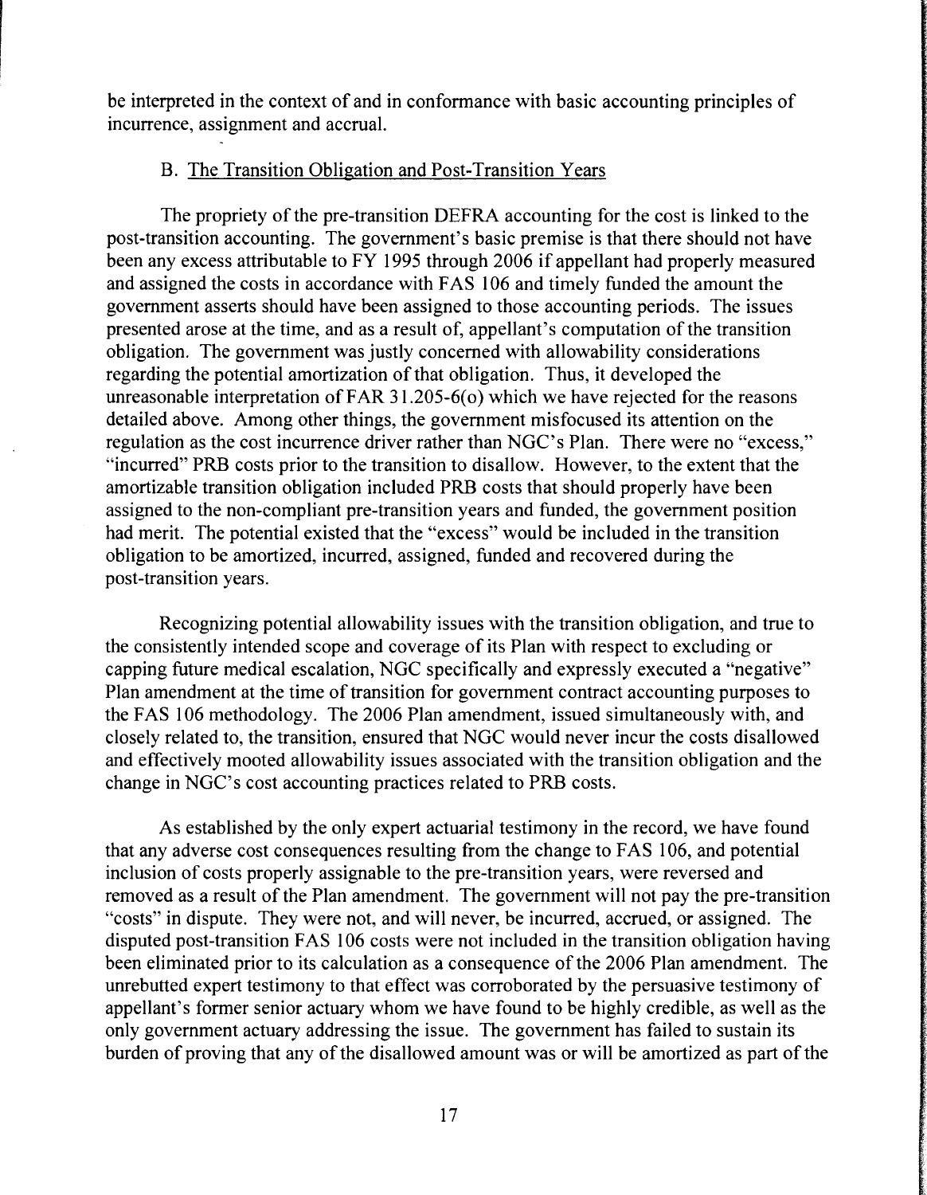be interpreted in the context of and in conformance with basic accounting principles of incurrence, assignment and accrual.

### B. The Transition Obligation and Post-Transition Years

The propriety of the pre-transition DEFRA accounting for the cost is linked to the post-transition accounting. The government's basic premise is that there should not have been any excess attributable to FY 1995 through 2006 if appellant had properly measured and assigned the costs in accordance with FAS 106 and timely funded the amount the government asserts should have been assigned to those accounting periods. The issues presented arose at the time, and as a result of, appellant's computation of the transition obligation. The government was justly concerned with allowability considerations regarding the potential amortization of that obligation. Thus, it developed the unreasonable interpretation of FAR 31.205-6(o) which we have rejected for the reasons detailed above. Among other things, the government misfocused its attention on the regulation as the cost incurrence driver rather than NGC's Plan. There were no "excess," "incurred" PRB costs prior to the transition to disallow. However, to the extent that the amortizable transition obligation included PRB costs that should properly have been assigned to the non-compliant pre-transition years and funded, the government position had merit. The potential existed that the "excess" would be included in the transition obligation to be amortized, incurred, assigned, funded and recovered during the post-transition years.

Recognizing potential allowability issues with the transition obligation, and true to the consistently intended scope and coverage of its Plan with respect to excluding or capping future medical escalation, NGC specifically and expressly executed a "negative" Plan amendment at the time of transition for government contract accounting purposes to the FAS 106 methodology. The 2006 Plan amendment, issued simultaneously with, and closely related to, the transition, ensured that NGC would never incur the costs disallowed and effectively mooted allowability issues associated with the transition obligation and the change in NGC's cost accounting practices related to PRB costs.

As established by the only expert actuarial testimony in the record, we have found that any adverse cost consequences resulting from the change to FAS 106, and potential inclusion of costs properly assignable to the pre-transition years, were reversed and removed as a result of the Plan amendment. The government will not pay the pre-transition "costs" in dispute. They were not, and will never, be incurred, accrued, or assigned. The disputed post-transition FAS 106 costs were not included in the transition obligation having been eliminated prior to its calculation as a consequence of the 2006 Plan amendment. The unrebutted expert testimony to that effect was corroborated by the persuasive testimony of appellant's former senior actuary whom we have found to be highly credible, as well as the only government actuary addressing the issue. The government has failed to sustain its burden of proving that any of the disallowed amount was or will be amortized as part of the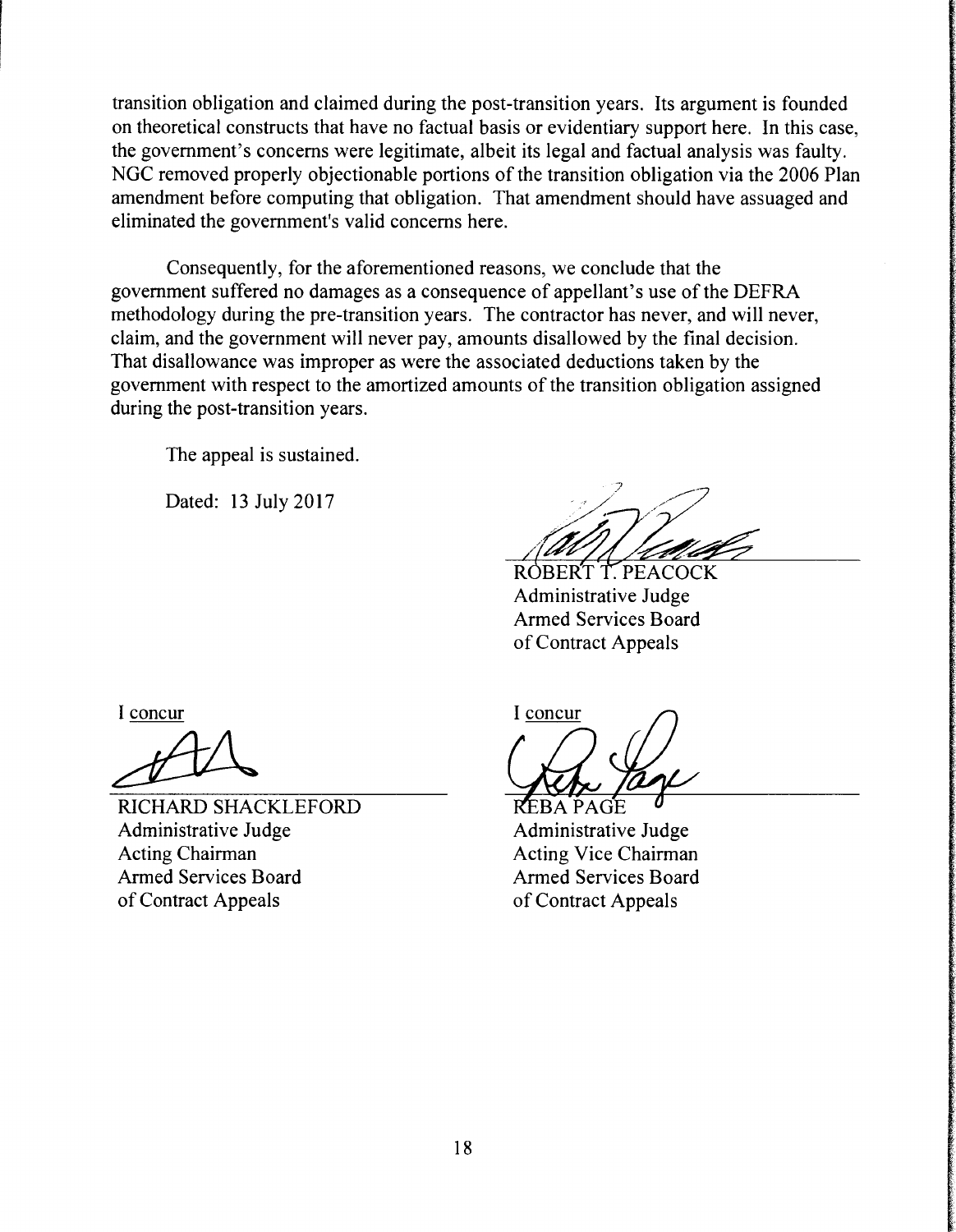transition obligation and claimed during the post-transition years. Its argument is founded on theoretical constructs that have no factual basis or evidentiary support here. In this case, the government's concerns were legitimate, albeit its legal and factual analysis was faulty. NGC removed properly objectionable portions of the transition obligation via the 2006 Plan amendment before computing that obligation. That amendment should have assuaged and eliminated the government's valid concerns here.

Consequently, for the aforementioned reasons, we conclude that the government suffered no damages as a consequence of appellant's use of the DEFRA methodology during the pre-transition years. The contractor has never, and will never, claim, and the government will never pay, amounts disallowed by the final decision. That disallowance was improper as were the associated deductions taken by the government with respect to the amortized amounts of the transition obligation assigned during the post-transition years.

The appeal is sustained.

Dated: 13 July 2017

ROBERT T. PEACOCK
Administrative Judge
Armed Services Board
of Contract Appeals

I concur

RICHARD SHACKLEFORD
Administrative Judge
Acting Chairman
Armed Services Board
of Contract Appeals

I concur

REBA PAGE
Administrative Judge
Acting Vice Chairman
Armed Services Board
of Contract Appeals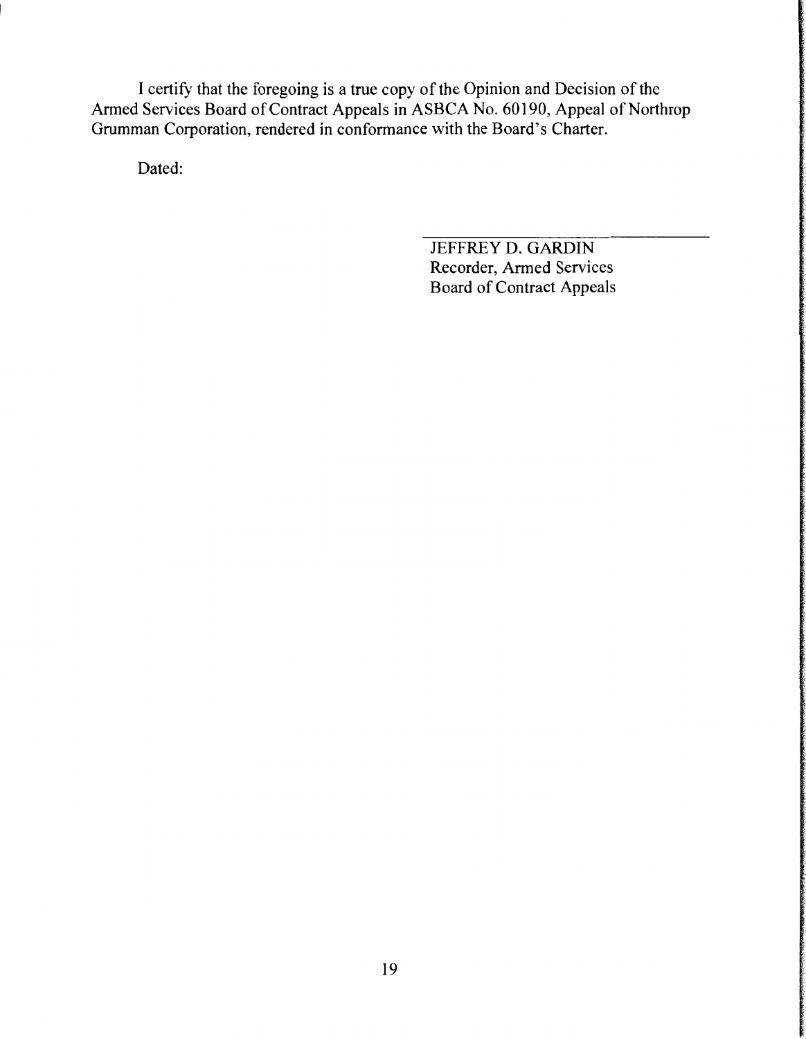I certify that the foregoing is a true copy of the Opinion and Decision of the Armed Services Board of Contract Appeals in ASBCA No. 60190, Appeal of Northrop Grumman Corporation, rendered in conformance with the Board's Charter.

Dated:

JEFFREY D. GARDIN
Recorder, Armed Services
Board of Contract Appeals